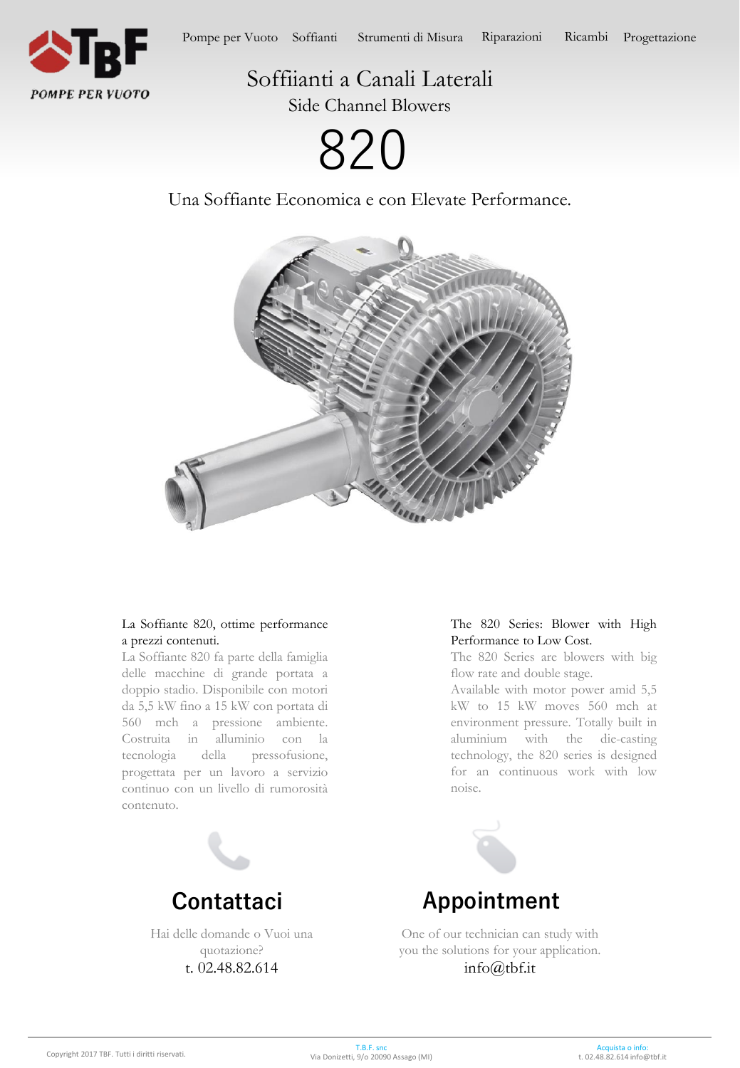Pompe per Vuoto Soffianti Strumenti di Misura Riparazioni Ricambi Progettazione

# Soffiianti a Canali Laterali

## Side Channel Blowers

# 820

Una Soffiante Economica e con Elevate Performance.

La Soffiante 820, ottime performance a prezzi contenuti.

La Soffiante 820 fa parte della famiglia delle macchine di grande portata a doppio stadio. Disponibile con motori da 5,5 kW fino a 15 kW con portata di 560 mch a pressione ambiente. Costruita in alluminio con la tecnologia della pressofusione, progettata per un lavoro a servizio continuo con un livello di rumorosità contenuto.

The 820 Series: Blower with High Performance to Low Cost.

The 820 Series are blowers with big flow rate and double stage.

Available with motor power amid 5,5 kW to 15 kW moves 560 mch at environment pressure. Totally built in aluminium with the die-casting technology, the 820 series is designed for an continuous work with low noise.

## Contattaci

Hai delle domande o Vuoi una quotazione?

t. 02.48.82.614

## Appointment

One of our technician can study with you the solutions for your application.

info@tbf.it

Copyright 2017 TBF. Tutti i diritti riservati.

T.B.F. snc
Via Donizetti, 9/o 20090 Assago (MI)

Acquista o info:
t. 02.48.82.614 info@tbf.it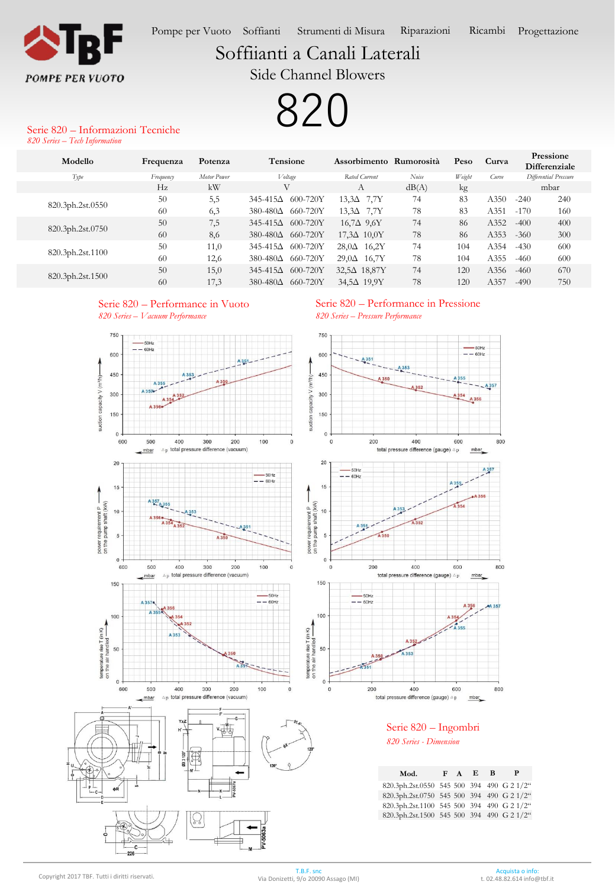Pompe per Vuoto  Soffianti  Strumenti di Misura  Riparazioni  Ricambi  Progettazione

# Soffianti a Canali Laterali

## Side Channel Blowers

# 820

## Serie 820 – Informazioni Tecniche

*820 Series – Tech Information*

| Modello | Frequenza | Potenza | Tensione | | Assorbimento | | Rumorosità | Peso | Curva | Pressione Differenziale | |
|---|---|---|---|---|---|---|---|---|---|---|---|
| *Type* | *Frequency* | *Motor Power* | *Voltage* | | *Rated Current* | | *Noise* | *Weight* | *Curve* | *Differential Pressure* | |
| | Hz | kW | V | | A | | dB(A) | kg | | mbar | |
| 820.3ph.2st.0550 | 50 | 5,5 | 345-415Δ | 600-720Y | 13,3Δ | 7,7Y | 74 | 83 | A350 | -240 | 240 |
| | 60 | 6,3 | 380-480Δ | 660-720Y | 13,3Δ | 7,7Y | 78 | 83 | A351 | -170 | 160 |
| 820.3ph.2st.0750 | 50 | 7,5 | 345-415Δ | 600-720Y | 16,7Δ | 9,6Y | 74 | 86 | A352 | -400 | 400 |
| | 60 | 8,6 | 380-480Δ | 660-720Y | 17,3Δ | 10,0Y | 78 | 86 | A353 | -360 | 300 |
| 820.3ph.2st.1100 | 50 | 11,0 | 345-415Δ | 600-720Y | 28,0Δ | 16,2Y | 74 | 104 | A354 | -430 | 600 |
| | 60 | 12,6 | 380-480Δ | 660-720Y | 29,0Δ | 16,7Y | 78 | 104 | A355 | -460 | 600 |
| 820.3ph.2st.1500 | 50 | 15,0 | 345-415Δ | 600-720Y | 32,5Δ | 18,87Y | 74 | 120 | A356 | -460 | 670 |
| | 60 | 17,3 | 380-480Δ | 660-720Y | 34,5Δ | 19,9Y | 78 | 120 | A357 | -490 | 750 |

## Serie 820 – Performance in Vuoto

*820 Series – Vacuum Performance*

suction capacity V (m³/h)
750 600 450 300 150 0
600 500 400 300 200 100 0
mbar Δp total pressure difference (vacuum)
50Hz 60Hz
A 351 A 353 A 355 A 357 A 350 A 352 A 354 A 356

power requirement P on the pump shaft (kW)
20 15 10 5 0
600 500 400 300 200 100 0
mbar Δp total pressure difference (vacuum)
50Hz 60Hz
A 357 A 355 A 353 A 356 A 354 A 352 A 351 A 350

temperature rise T (in K) on the air handled
150 100 50 0
600 500 400 300 200 100 0
mbar Δp total pressure difference (vacuum)
50Hz 60Hz
A 357 A 356 A 355 A 354 A 352 A 353 A 350 A 351

## Serie 820 – Performance in Pressione

*820 Series – Pressure Performance*

suction capacity V (m³/h)
750 600 450 300 150 0
0 200 400 600 800
total pressure difference (gauge) Δp mbar
60Hz 50Hz
A 351 A 353 A 350 A 355 A 352 A 357 A 354 A 356

power requirement P on the pump shaft (kW)
20 15 10 5 0
0 200 400 600 800
total pressure difference (gauge) Δp mbar
50Hz 60Hz
A 357 A 355 A 356 A 354 A 353 A 352 A 351 A 350

temperature rise T (in K) on the air handled
150 100 50 0
0 200 400 600 800
total pressure difference (gauge) Δp mbar
50Hz 60Hz
A 356 A 357 A 354 A 355 A 352 A 350 A 353 A 351

## Serie 820 – Ingombri

*820 Series - Dimension*

| Mod. | F | A | E | B | P |
|---|---|---|---|---|---|
| 820.3ph.2st.0550 | 545 | 500 | 394 | 490 | G 2 1/2" |
| 820.3ph.2st.0750 | 545 | 500 | 394 | 490 | G 2 1/2" |
| 820.3ph.2st.1100 | 545 | 500 | 394 | 490 | G 2 1/2" |
| 820.3ph.2st.1500 | 545 | 500 | 394 | 490 | G 2 1/2" |

Copyright 2017 TBF. Tutti i diritti riservati.

T.B.F. snc
Via Donizetti, 9/o 20090 Assago (MI)

Acquista o info:
t. 02.48.82.614 info@tbf.it